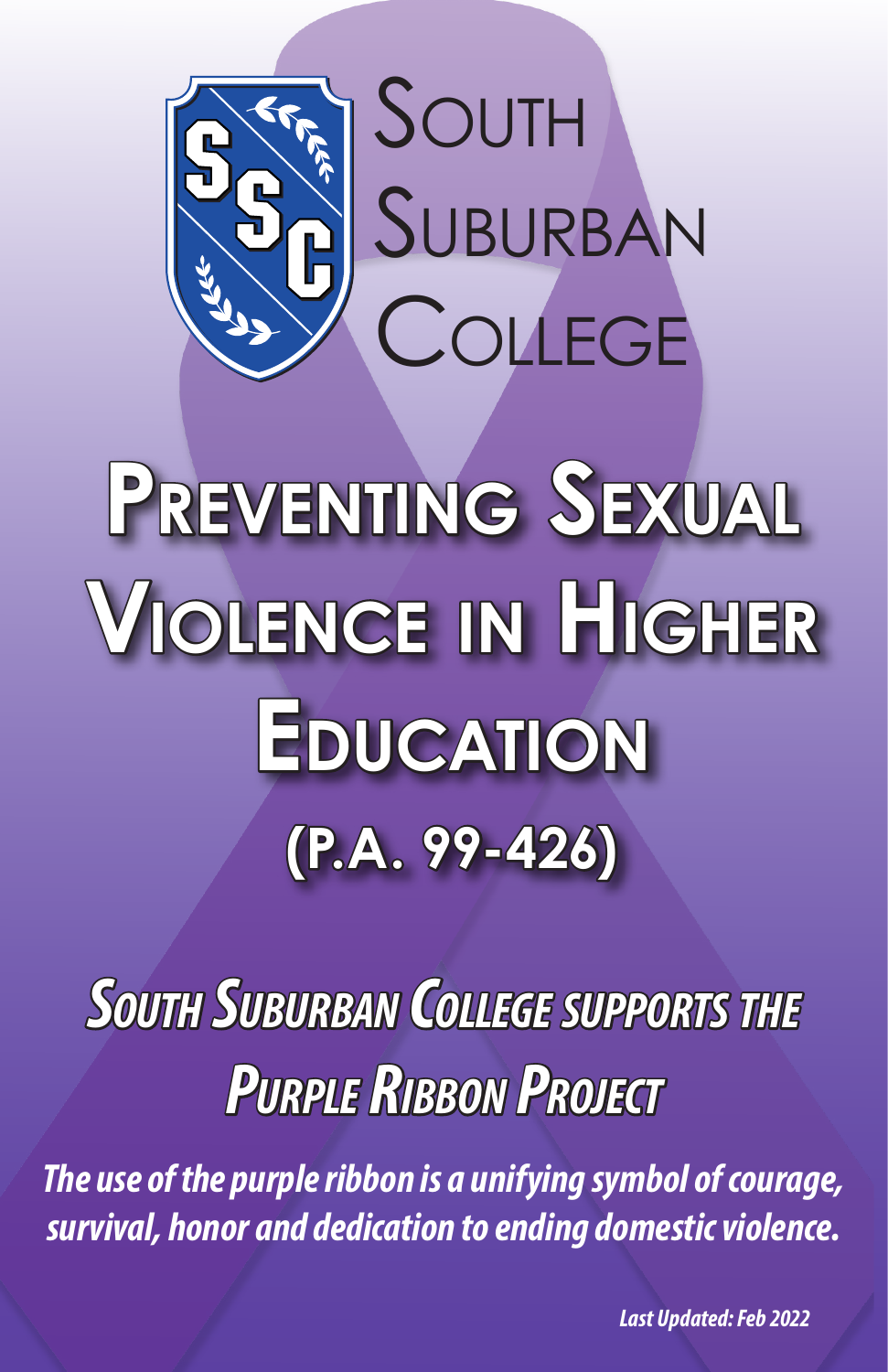South Suburban College

# Preventing Sexual Violence in Higher Education

## (P.A. 99-426)

## *South Suburban College supports the Purple Ribbon Project*

***The use of the purple ribbon is a unifying symbol of courage, survival, honor and dedication to ending domestic violence.***

*Last Updated: Feb 2022*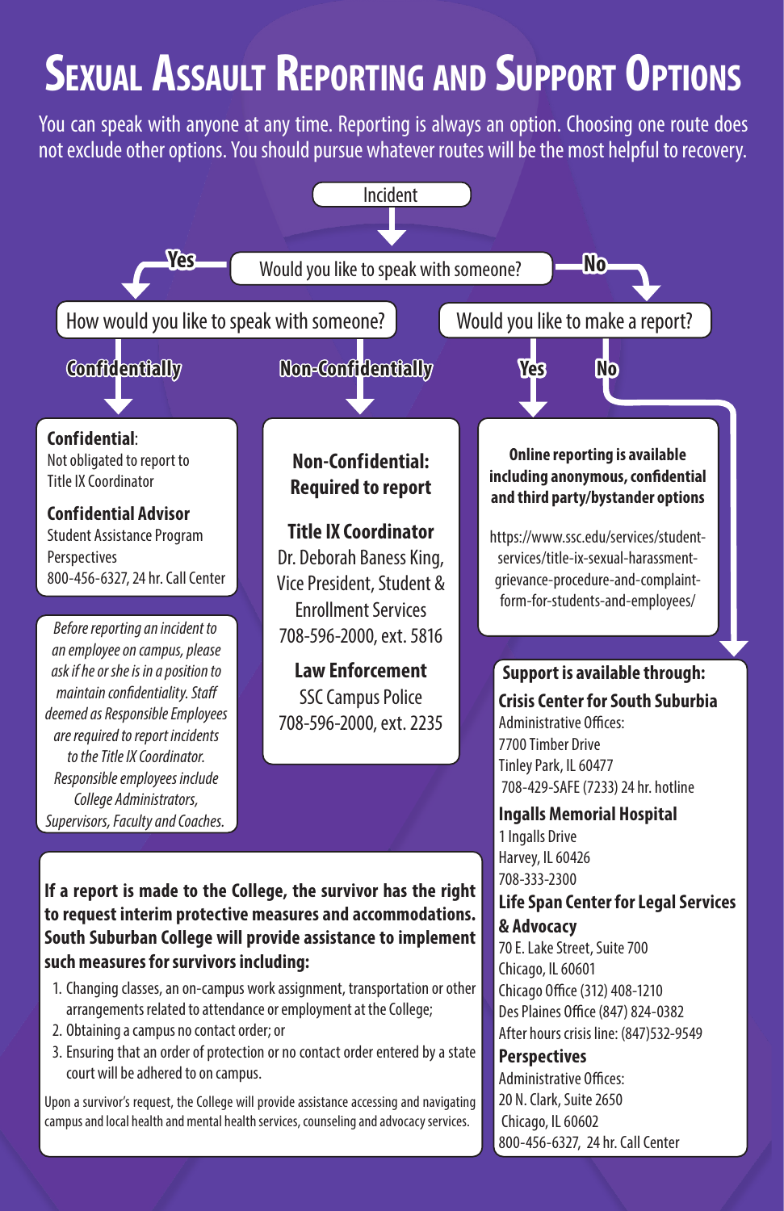# Sexual Assault Reporting and Support Options

You can speak with anyone at any time. Reporting is always an option. Choosing one route does not exclude other options. You should pursue whatever routes will be the most helpful to recovery.

Incident

Would you like to speak with someone?

**Yes** → How would you like to speak with someone?

- **Confidentially**
- **Non-Confidentially**

**No** → Would you like to make a report?

- **Yes**
- **No**

## Confidentially

**Confidential**: Not obligated to report to Title IX Coordinator

**Confidential Advisor**
Student Assistance Program
Perspectives
800-456-6327, 24 hr. Call Center

*Before reporting an incident to an employee on campus, please ask if he or she is in a position to maintain confidentiality. Staff deemed as Responsible Employees are required to report incidents to the Title IX Coordinator. Responsible employees include College Administrators, Supervisors, Faculty and Coaches.*

## Non-Confidentially

**Non-Confidential: Required to report**

**Title IX Coordinator**
Dr. Deborah Baness King,
Vice President, Student & Enrollment Services
708-596-2000, ext. 5816

**Law Enforcement**
SSC Campus Police
708-596-2000, ext. 2235

## Would you like to make a report? — Yes

**Online reporting is available including anonymous, confidential and third party/bystander options**

https://www.ssc.edu/services/student-services/title-ix-sexual-harassment-grievance-procedure-and-complaint-form-for-students-and-employees/

## Would you like to make a report? — No

**Support is available through:**

**Crisis Center for South Suburbia**
Administrative Offices:
7700 Timber Drive
Tinley Park, IL 60477
708-429-SAFE (7233) 24 hr. hotline

**Ingalls Memorial Hospital**
1 Ingalls Drive
Harvey, IL 60426
708-333-2300

**Life Span Center for Legal Services & Advocacy**
70 E. Lake Street, Suite 700
Chicago, IL 60601
Chicago Office (312) 408-1210
Des Plaines Office (847) 824-0382
After hours crisis line: (847)532-9549

**Perspectives**
Administrative Offices:
20 N. Clark, Suite 2650
Chicago, IL 60602
800-456-6327, 24 hr. Call Center

---

**If a report is made to the College, the survivor has the right to request interim protective measures and accommodations. South Suburban College will provide assistance to implement such measures for survivors including:**

1. Changing classes, an on-campus work assignment, transportation or other arrangements related to attendance or employment at the College;
2. Obtaining a campus no contact order; or
3. Ensuring that an order of protection or no contact order entered by a state court will be adhered to on campus.

Upon a survivor's request, the College will provide assistance accessing and navigating campus and local health and mental health services, counseling and advocacy services.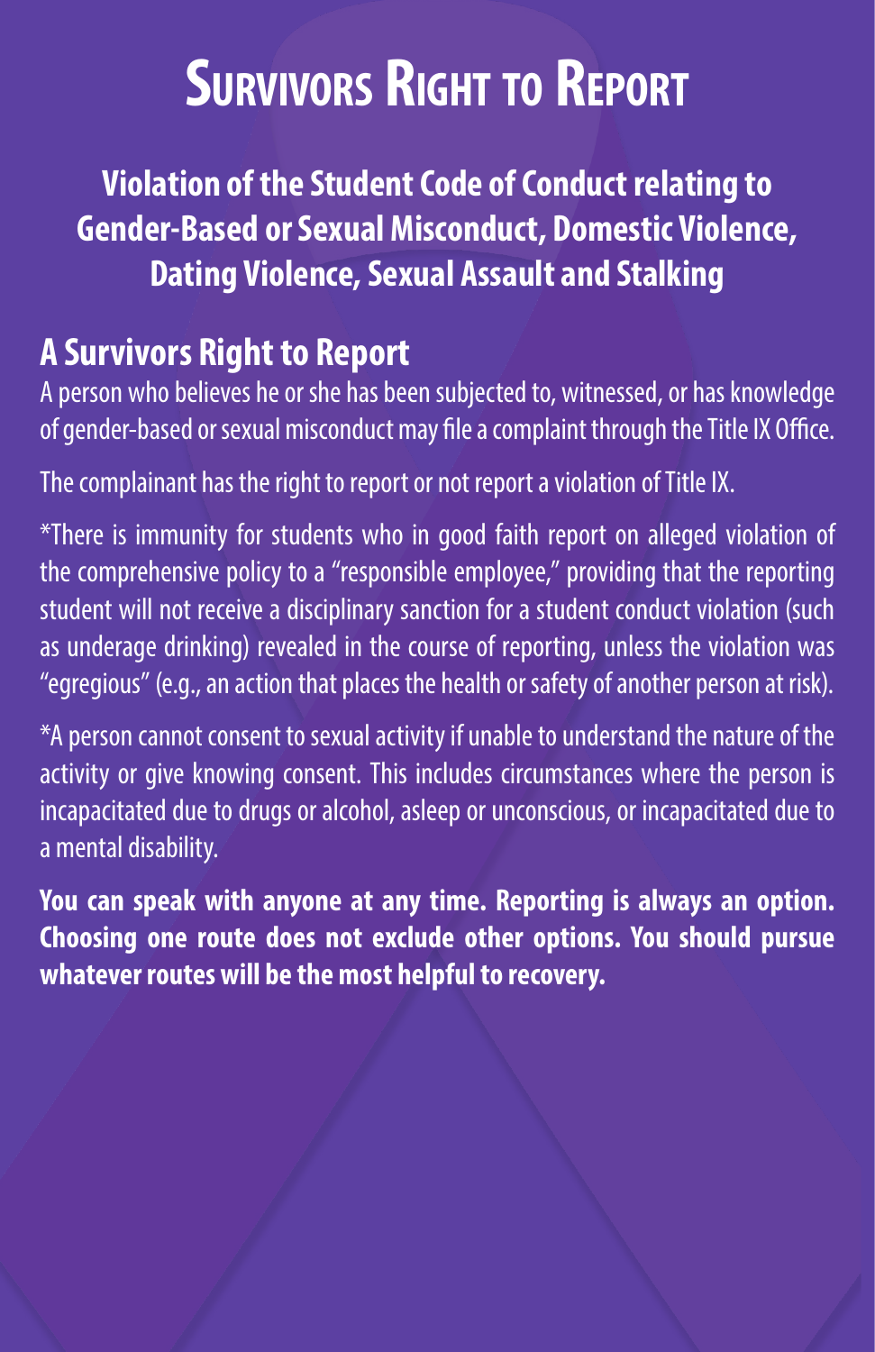# Survivors Right to Report

**Violation of the Student Code of Conduct relating to Gender-Based or Sexual Misconduct, Domestic Violence, Dating Violence, Sexual Assault and Stalking**

## A Survivors Right to Report

A person who believes he or she has been subjected to, witnessed, or has knowledge of gender-based or sexual misconduct may file a complaint through the Title IX Office.

The complainant has the right to report or not report a violation of Title IX.

*There is immunity for students who in good faith report on alleged violation of the comprehensive policy to a "responsible employee," providing that the reporting student will not receive a disciplinary sanction for a student conduct violation (such as underage drinking) revealed in the course of reporting, unless the violation was "egregious" (e.g., an action that places the health or safety of another person at risk).

*A person cannot consent to sexual activity if unable to understand the nature of the activity or give knowing consent. This includes circumstances where the person is incapacitated due to drugs or alcohol, asleep or unconscious, or incapacitated due to a mental disability.

**You can speak with anyone at any time. Reporting is always an option. Choosing one route does not exclude other options. You should pursue whatever routes will be the most helpful to recovery.**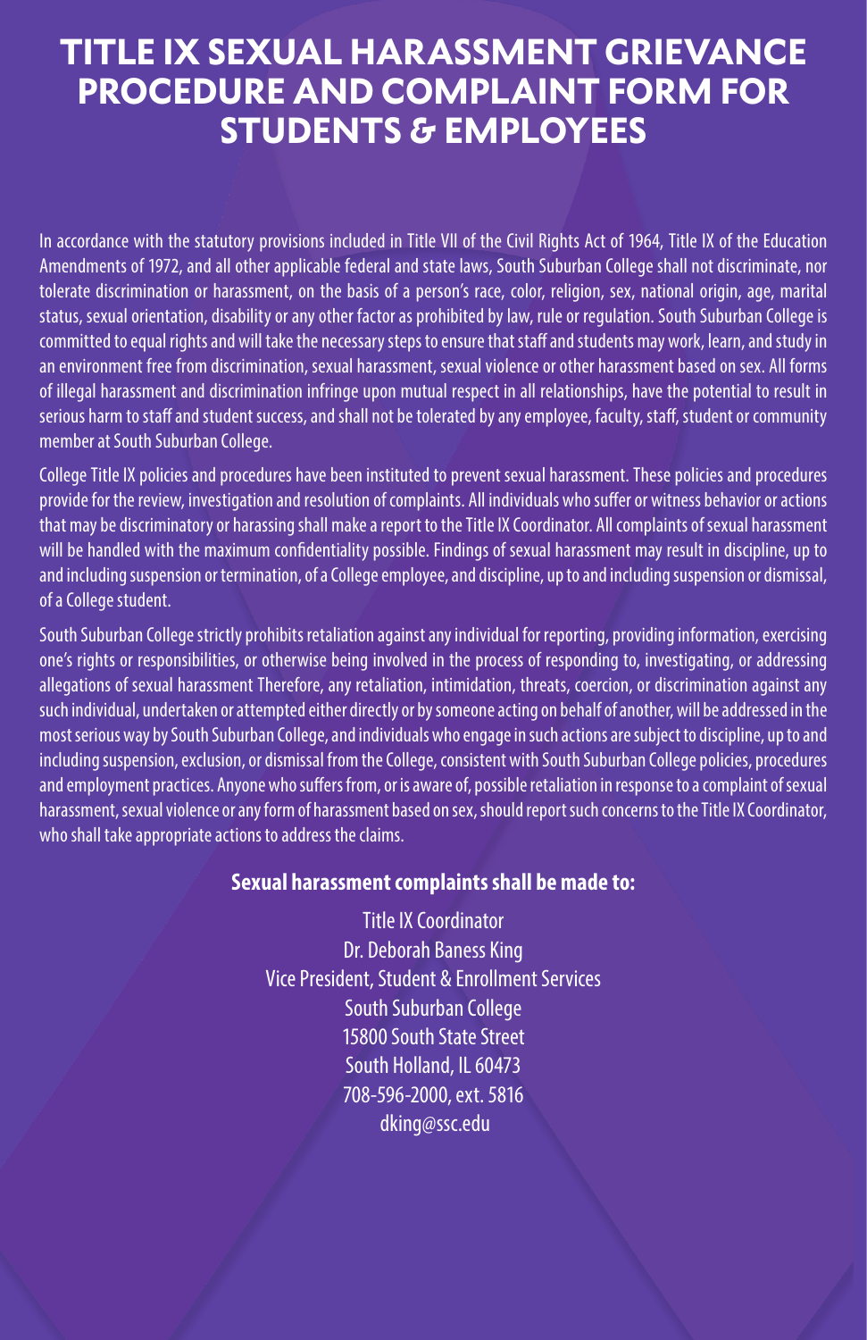# TITLE IX SEXUAL HARASSMENT GRIEVANCE PROCEDURE AND COMPLAINT FORM FOR STUDENTS & EMPLOYEES

In accordance with the statutory provisions included in Title VII of the Civil Rights Act of 1964, Title IX of the Education Amendments of 1972, and all other applicable federal and state laws, South Suburban College shall not discriminate, nor tolerate discrimination or harassment, on the basis of a person's race, color, religion, sex, national origin, age, marital status, sexual orientation, disability or any other factor as prohibited by law, rule or regulation. South Suburban College is committed to equal rights and will take the necessary steps to ensure that staff and students may work, learn, and study in an environment free from discrimination, sexual harassment, sexual violence or other harassment based on sex. All forms of illegal harassment and discrimination infringe upon mutual respect in all relationships, have the potential to result in serious harm to staff and student success, and shall not be tolerated by any employee, faculty, staff, student or community member at South Suburban College.

College Title IX policies and procedures have been instituted to prevent sexual harassment. These policies and procedures provide for the review, investigation and resolution of complaints. All individuals who suffer or witness behavior or actions that may be discriminatory or harassing shall make a report to the Title IX Coordinator. All complaints of sexual harassment will be handled with the maximum confidentiality possible. Findings of sexual harassment may result in discipline, up to and including suspension or termination, of a College employee, and discipline, up to and including suspension or dismissal, of a College student.

South Suburban College strictly prohibits retaliation against any individual for reporting, providing information, exercising one's rights or responsibilities, or otherwise being involved in the process of responding to, investigating, or addressing allegations of sexual harassment Therefore, any retaliation, intimidation, threats, coercion, or discrimination against any such individual, undertaken or attempted either directly or by someone acting on behalf of another, will be addressed in the most serious way by South Suburban College, and individuals who engage in such actions are subject to discipline, up to and including suspension, exclusion, or dismissal from the College, consistent with South Suburban College policies, procedures and employment practices. Anyone who suffers from, or is aware of, possible retaliation in response to a complaint of sexual harassment, sexual violence or any form of harassment based on sex, should report such concerns to the Title IX Coordinator, who shall take appropriate actions to address the claims.

**Sexual harassment complaints shall be made to:**

Title IX Coordinator
Dr. Deborah Baness King
Vice President, Student & Enrollment Services
South Suburban College
15800 South State Street
South Holland, IL 60473
708-596-2000, ext. 5816
dking@ssc.edu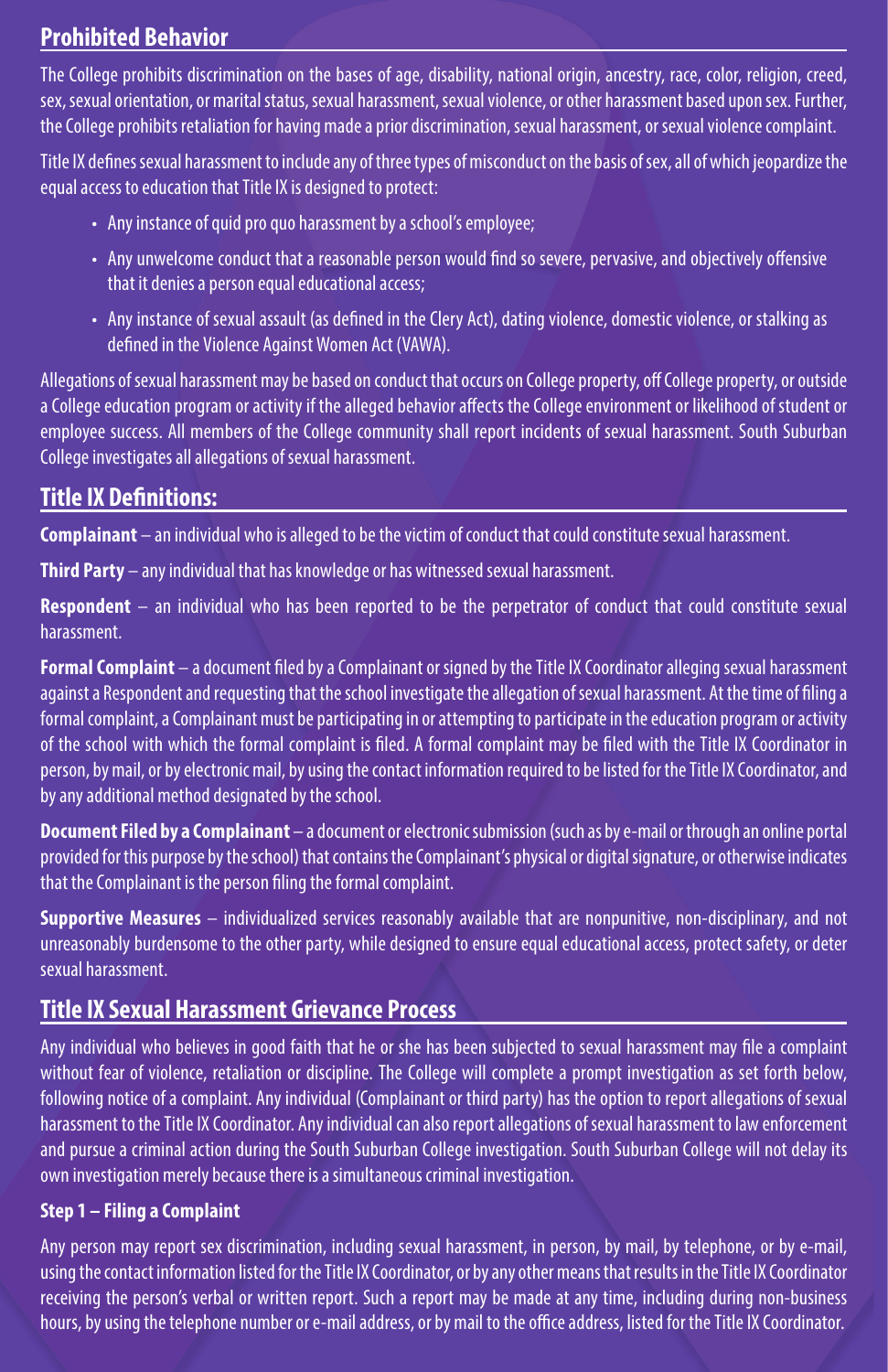## Prohibited Behavior

The College prohibits discrimination on the bases of age, disability, national origin, ancestry, race, color, religion, creed, sex, sexual orientation, or marital status, sexual harassment, sexual violence, or other harassment based upon sex. Further, the College prohibits retaliation for having made a prior discrimination, sexual harassment, or sexual violence complaint.

Title IX defines sexual harassment to include any of three types of misconduct on the basis of sex, all of which jeopardize the equal access to education that Title IX is designed to protect:

- Any instance of quid pro quo harassment by a school's employee;
- Any unwelcome conduct that a reasonable person would find so severe, pervasive, and objectively offensive that it denies a person equal educational access;
- Any instance of sexual assault (as defined in the Clery Act), dating violence, domestic violence, or stalking as defined in the Violence Against Women Act (VAWA).

Allegations of sexual harassment may be based on conduct that occurs on College property, off College property, or outside a College education program or activity if the alleged behavior affects the College environment or likelihood of student or employee success. All members of the College community shall report incidents of sexual harassment. South Suburban College investigates all allegations of sexual harassment.

## Title IX Definitions:

**Complainant** – an individual who is alleged to be the victim of conduct that could constitute sexual harassment.

**Third Party** – any individual that has knowledge or has witnessed sexual harassment.

**Respondent** – an individual who has been reported to be the perpetrator of conduct that could constitute sexual harassment.

**Formal Complaint** – a document filed by a Complainant or signed by the Title IX Coordinator alleging sexual harassment against a Respondent and requesting that the school investigate the allegation of sexual harassment. At the time of filing a formal complaint, a Complainant must be participating in or attempting to participate in the education program or activity of the school with which the formal complaint is filed. A formal complaint may be filed with the Title IX Coordinator in person, by mail, or by electronic mail, by using the contact information required to be listed for the Title IX Coordinator, and by any additional method designated by the school.

**Document Filed by a Complainant** – a document or electronic submission (such as by e-mail or through an online portal provided for this purpose by the school) that contains the Complainant's physical or digital signature, or otherwise indicates that the Complainant is the person filing the formal complaint.

**Supportive Measures** – individualized services reasonably available that are nonpunitive, non-disciplinary, and not unreasonably burdensome to the other party, while designed to ensure equal educational access, protect safety, or deter sexual harassment.

## Title IX Sexual Harassment Grievance Process

Any individual who believes in good faith that he or she has been subjected to sexual harassment may file a complaint without fear of violence, retaliation or discipline. The College will complete a prompt investigation as set forth below, following notice of a complaint. Any individual (Complainant or third party) has the option to report allegations of sexual harassment to the Title IX Coordinator. Any individual can also report allegations of sexual harassment to law enforcement and pursue a criminal action during the South Suburban College investigation. South Suburban College will not delay its own investigation merely because there is a simultaneous criminal investigation.

### Step 1 – Filing a Complaint

Any person may report sex discrimination, including sexual harassment, in person, by mail, by telephone, or by e-mail, using the contact information listed for the Title IX Coordinator, or by any other means that results in the Title IX Coordinator receiving the person's verbal or written report. Such a report may be made at any time, including during non-business hours, by using the telephone number or e-mail address, or by mail to the office address, listed for the Title IX Coordinator.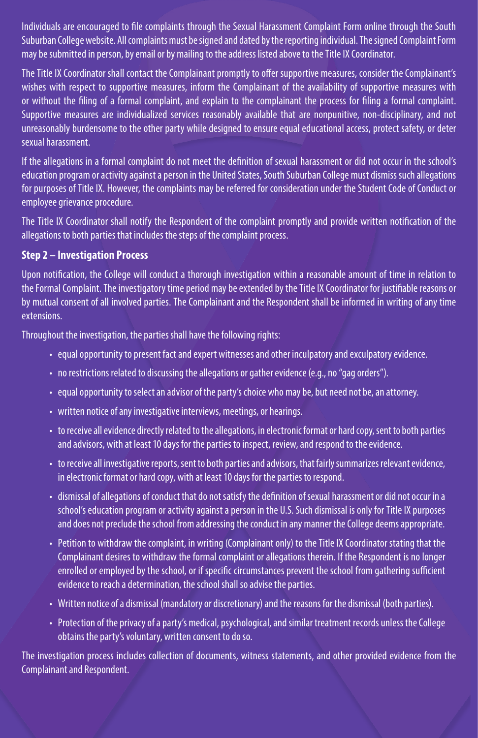Individuals are encouraged to file complaints through the Sexual Harassment Complaint Form online through the South Suburban College website. All complaints must be signed and dated by the reporting individual. The signed Complaint Form may be submitted in person, by email or by mailing to the address listed above to the Title IX Coordinator.

The Title IX Coordinator shall contact the Complainant promptly to offer supportive measures, consider the Complainant's wishes with respect to supportive measures, inform the Complainant of the availability of supportive measures with or without the filing of a formal complaint, and explain to the complainant the process for filing a formal complaint. Supportive measures are individualized services reasonably available that are nonpunitive, non-disciplinary, and not unreasonably burdensome to the other party while designed to ensure equal educational access, protect safety, or deter sexual harassment.

If the allegations in a formal complaint do not meet the definition of sexual harassment or did not occur in the school's education program or activity against a person in the United States, South Suburban College must dismiss such allegations for purposes of Title IX. However, the complaints may be referred for consideration under the Student Code of Conduct or employee grievance procedure.

The Title IX Coordinator shall notify the Respondent of the complaint promptly and provide written notification of the allegations to both parties that includes the steps of the complaint process.

**Step 2 – Investigation Process**

Upon notification, the College will conduct a thorough investigation within a reasonable amount of time in relation to the Formal Complaint. The investigatory time period may be extended by the Title IX Coordinator for justifiable reasons or by mutual consent of all involved parties. The Complainant and the Respondent shall be informed in writing of any time extensions.

Throughout the investigation, the parties shall have the following rights:

- equal opportunity to present fact and expert witnesses and other inculpatory and exculpatory evidence.
- no restrictions related to discussing the allegations or gather evidence (e.g., no "gag orders").
- equal opportunity to select an advisor of the party's choice who may be, but need not be, an attorney.
- written notice of any investigative interviews, meetings, or hearings.
- to receive all evidence directly related to the allegations, in electronic format or hard copy, sent to both parties and advisors, with at least 10 days for the parties to inspect, review, and respond to the evidence.
- to receive all investigative reports, sent to both parties and advisors, that fairly summarizes relevant evidence, in electronic format or hard copy, with at least 10 days for the parties to respond.
- dismissal of allegations of conduct that do not satisfy the definition of sexual harassment or did not occur in a school's education program or activity against a person in the U.S. Such dismissal is only for Title IX purposes and does not preclude the school from addressing the conduct in any manner the College deems appropriate.
- Petition to withdraw the complaint, in writing (Complainant only) to the Title IX Coordinator stating that the Complainant desires to withdraw the formal complaint or allegations therein. If the Respondent is no longer enrolled or employed by the school, or if specific circumstances prevent the school from gathering sufficient evidence to reach a determination, the school shall so advise the parties.
- Written notice of a dismissal (mandatory or discretionary) and the reasons for the dismissal (both parties).
- Protection of the privacy of a party's medical, psychological, and similar treatment records unless the College obtains the party's voluntary, written consent to do so.

The investigation process includes collection of documents, witness statements, and other provided evidence from the Complainant and Respondent.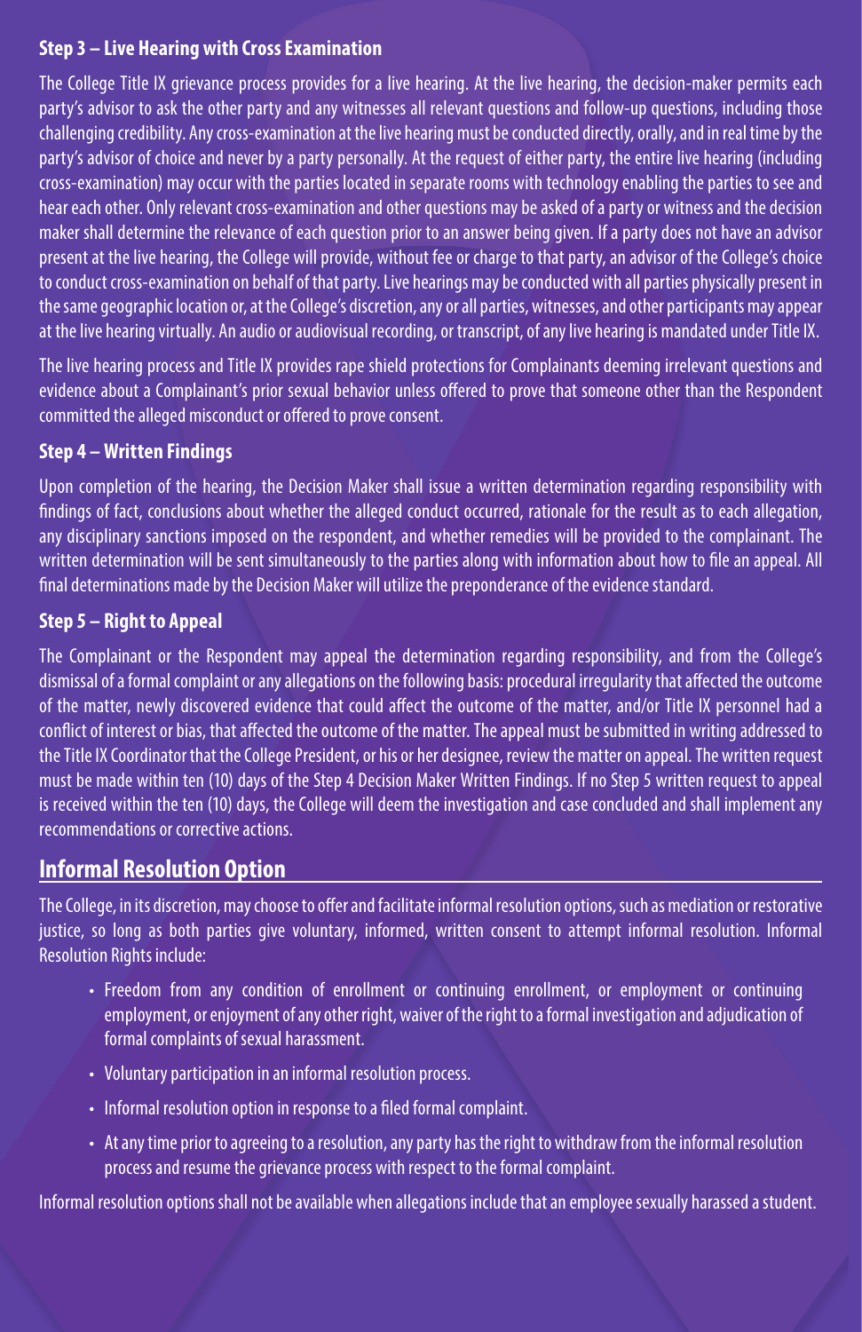### Step 3 – Live Hearing with Cross Examination

The College Title IX grievance process provides for a live hearing. At the live hearing, the decision-maker permits each party's advisor to ask the other party and any witnesses all relevant questions and follow-up questions, including those challenging credibility. Any cross-examination at the live hearing must be conducted directly, orally, and in real time by the party's advisor of choice and never by a party personally. At the request of either party, the entire live hearing (including cross-examination) may occur with the parties located in separate rooms with technology enabling the parties to see and hear each other. Only relevant cross-examination and other questions may be asked of a party or witness and the decision maker shall determine the relevance of each question prior to an answer being given. If a party does not have an advisor present at the live hearing, the College will provide, without fee or charge to that party, an advisor of the College's choice to conduct cross-examination on behalf of that party. Live hearings may be conducted with all parties physically present in the same geographic location or, at the College's discretion, any or all parties, witnesses, and other participants may appear at the live hearing virtually. An audio or audiovisual recording, or transcript, of any live hearing is mandated under Title IX.

The live hearing process and Title IX provides rape shield protections for Complainants deeming irrelevant questions and evidence about a Complainant's prior sexual behavior unless offered to prove that someone other than the Respondent committed the alleged misconduct or offered to prove consent.

### Step 4 – Written Findings

Upon completion of the hearing, the Decision Maker shall issue a written determination regarding responsibility with findings of fact, conclusions about whether the alleged conduct occurred, rationale for the result as to each allegation, any disciplinary sanctions imposed on the respondent, and whether remedies will be provided to the complainant. The written determination will be sent simultaneously to the parties along with information about how to file an appeal. All final determinations made by the Decision Maker will utilize the preponderance of the evidence standard.

### Step 5 – Right to Appeal

The Complainant or the Respondent may appeal the determination regarding responsibility, and from the College's dismissal of a formal complaint or any allegations on the following basis: procedural irregularity that affected the outcome of the matter, newly discovered evidence that could affect the outcome of the matter, and/or Title IX personnel had a conflict of interest or bias, that affected the outcome of the matter. The appeal must be submitted in writing addressed to the Title IX Coordinator that the College President, or his or her designee, review the matter on appeal. The written request must be made within ten (10) days of the Step 4 Decision Maker Written Findings. If no Step 5 written request to appeal is received within the ten (10) days, the College will deem the investigation and case concluded and shall implement any recommendations or corrective actions.

## Informal Resolution Option

The College, in its discretion, may choose to offer and facilitate informal resolution options, such as mediation or restorative justice, so long as both parties give voluntary, informed, written consent to attempt informal resolution. Informal Resolution Rights include:

- Freedom from any condition of enrollment or continuing enrollment, or employment or continuing employment, or enjoyment of any other right, waiver of the right to a formal investigation and adjudication of formal complaints of sexual harassment.
- Voluntary participation in an informal resolution process.
- Informal resolution option in response to a filed formal complaint.
- At any time prior to agreeing to a resolution, any party has the right to withdraw from the informal resolution process and resume the grievance process with respect to the formal complaint.

Informal resolution options shall not be available when allegations include that an employee sexually harassed a student.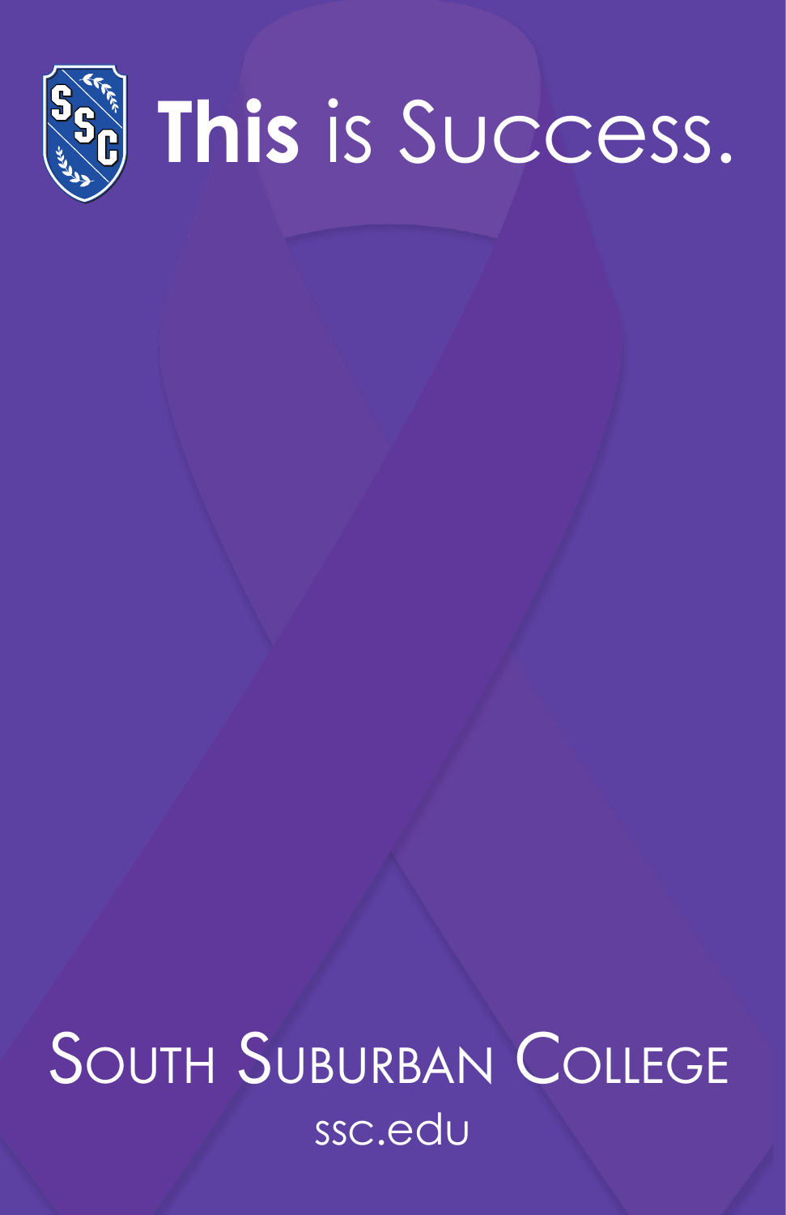**This** is Success.

SOUTH SUBURBAN COLLEGE

ssc.edu